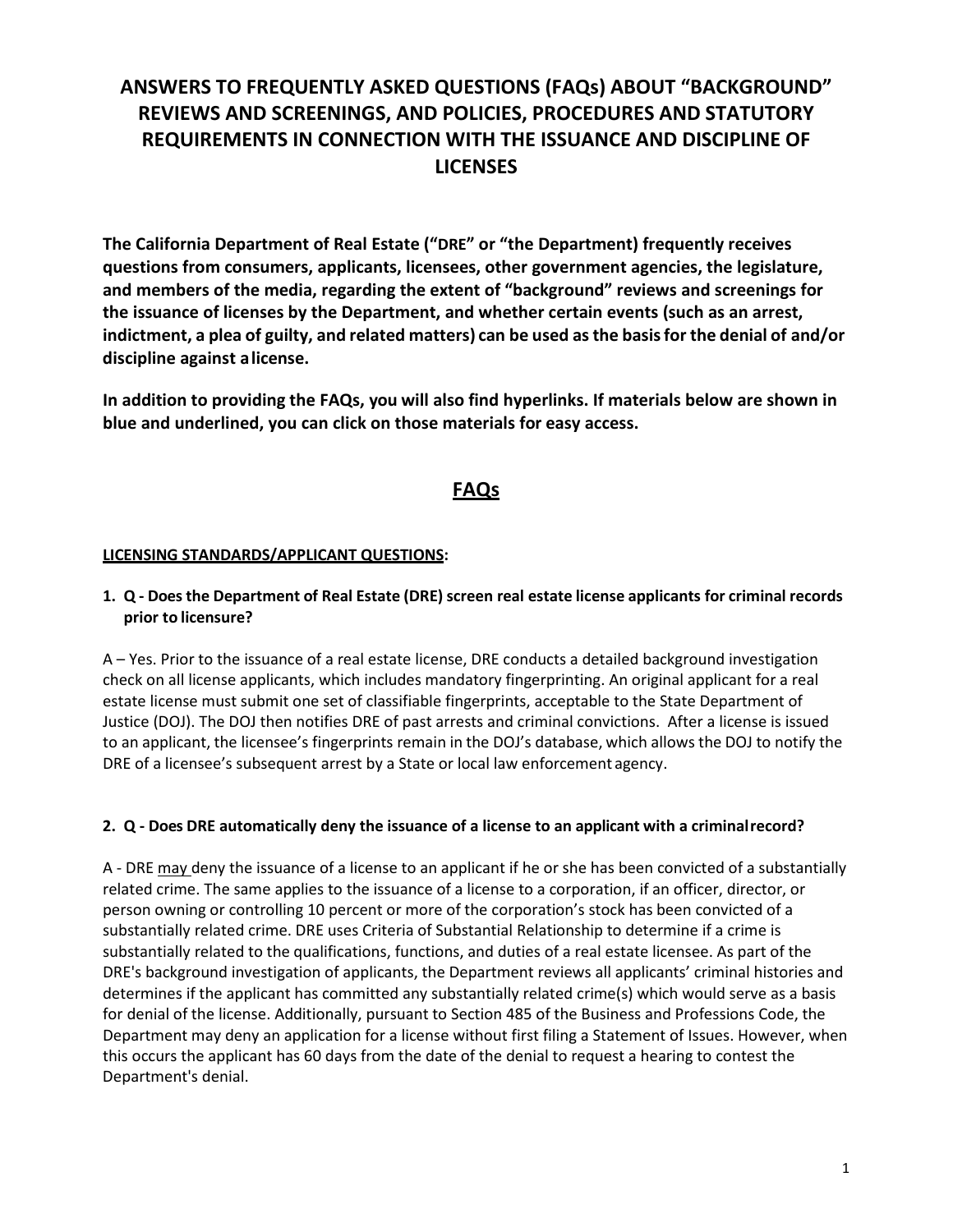# ANSWERS TO FREQUENTLY ASKED QUESTIONS (FAQs) ABOUT "BACKGROUND" REVIEWS AND SCREENINGS, AND POLICIES, PROCEDURES AND STATUTORY REQUIREMENTS IN CONNECTION WITH THE ISSUANCE AND DISCIPLINE OF LICENSES

**The California Department of Real Estate ("DRE" or "the Department) frequently receives questions from consumers, applicants, licensees, other government agencies, the legislature, and members of the media, regarding the extent of "background" reviews and screenings for the issuance of licenses by the Department, and whether certain events (such as an arrest, indictment, a plea of guilty, and related matters) can be used as the basis for the denial of and/or discipline against a license.**

**In addition to providing the FAQs, you will also find hyperlinks. If materials below are shown in blue and underlined, you can click on those materials for easy access.**

## FAQs

### LICENSING STANDARDS/APPLICANT QUESTIONS:

**1. Q - Does the Department of Real Estate (DRE) screen real estate license applicants for criminal records prior to licensure?**

A – Yes. Prior to the issuance of a real estate license, DRE conducts a detailed background investigation check on all license applicants, which includes mandatory fingerprinting. An original applicant for a real estate license must submit one set of classifiable fingerprints, acceptable to the State Department of Justice (DOJ). The DOJ then notifies DRE of past arrests and criminal convictions. After a license is issued to an applicant, the licensee's fingerprints remain in the DOJ's database, which allows the DOJ to notify the DRE of a licensee's subsequent arrest by a State or local law enforcement agency.

**2. Q - Does DRE automatically deny the issuance of a license to an applicant with a criminal record?**

A - DRE may deny the issuance of a license to an applicant if he or she has been convicted of a substantially related crime. The same applies to the issuance of a license to a corporation, if an officer, director, or person owning or controlling 10 percent or more of the corporation's stock has been convicted of a substantially related crime. DRE uses Criteria of Substantial Relationship to determine if a crime is substantially related to the qualifications, functions, and duties of a real estate licensee. As part of the DRE's background investigation of applicants, the Department reviews all applicants' criminal histories and determines if the applicant has committed any substantially related crime(s) which would serve as a basis for denial of the license. Additionally, pursuant to Section 485 of the Business and Professions Code, the Department may deny an application for a license without first filing a Statement of Issues. However, when this occurs the applicant has 60 days from the date of the denial to request a hearing to contest the Department's denial.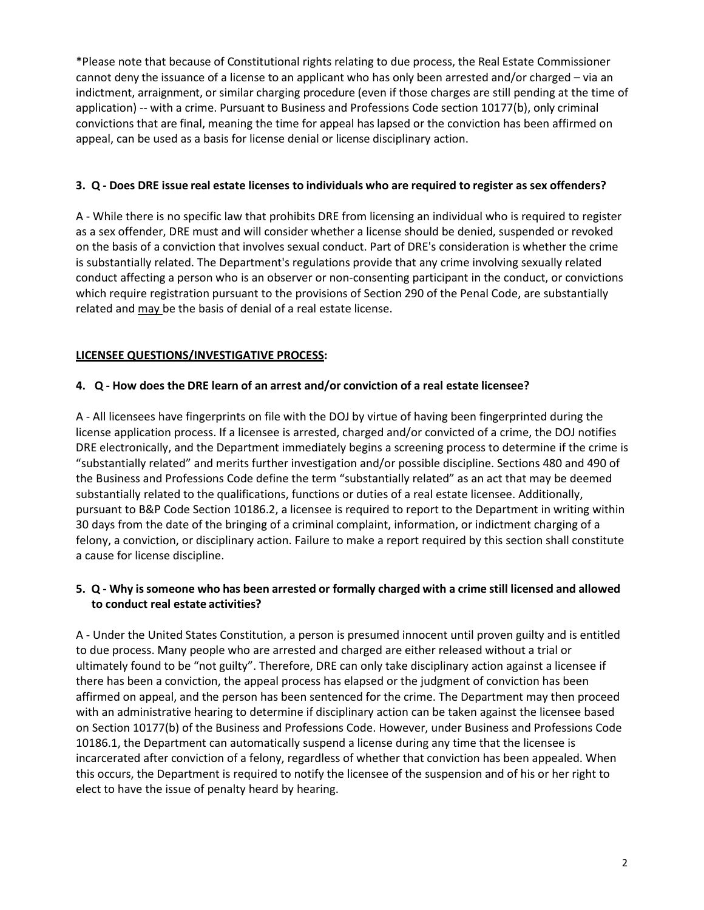*Please note that because of Constitutional rights relating to due process, the Real Estate Commissioner cannot deny the issuance of a license to an applicant who has only been arrested and/or charged – via an indictment, arraignment, or similar charging procedure (even if those charges are still pending at the time of application) -- with a crime. Pursuant to Business and Professions Code section 10177(b), only criminal convictions that are final, meaning the time for appeal has lapsed or the conviction has been affirmed on appeal, can be used as a basis for license denial or license disciplinary action.

**3. Q - Does DRE issue real estate licenses to individuals who are required to register as sex offenders?**

A - While there is no specific law that prohibits DRE from licensing an individual who is required to register as a sex offender, DRE must and will consider whether a license should be denied, suspended or revoked on the basis of a conviction that involves sexual conduct. Part of DRE's consideration is whether the crime is substantially related. The Department's regulations provide that any crime involving sexually related conduct affecting a person who is an observer or non-consenting participant in the conduct, or convictions which require registration pursuant to the provisions of Section 290 of the Penal Code, are substantially related and <u>may</u> be the basis of denial of a real estate license.

**<u>LICENSEE QUESTIONS/INVESTIGATIVE PROCESS</u>:**

**4. Q - How does the DRE learn of an arrest and/or conviction of a real estate licensee?**

A - All licensees have fingerprints on file with the DOJ by virtue of having been fingerprinted during the license application process. If a licensee is arrested, charged and/or convicted of a crime, the DOJ notifies DRE electronically, and the Department immediately begins a screening process to determine if the crime is "substantially related" and merits further investigation and/or possible discipline. Sections 480 and 490 of the Business and Professions Code define the term "substantially related" as an act that may be deemed substantially related to the qualifications, functions or duties of a real estate licensee. Additionally, pursuant to B&P Code Section 10186.2, a licensee is required to report to the Department in writing within 30 days from the date of the bringing of a criminal complaint, information, or indictment charging of a felony, a conviction, or disciplinary action. Failure to make a report required by this section shall constitute a cause for license discipline.

**5. Q - Why is someone who has been arrested or formally charged with a crime still licensed and allowed to conduct real estate activities?**

A - Under the United States Constitution, a person is presumed innocent until proven guilty and is entitled to due process. Many people who are arrested and charged are either released without a trial or ultimately found to be "not guilty". Therefore, DRE can only take disciplinary action against a licensee if there has been a conviction, the appeal process has elapsed or the judgment of conviction has been affirmed on appeal, and the person has been sentenced for the crime. The Department may then proceed with an administrative hearing to determine if disciplinary action can be taken against the licensee based on Section 10177(b) of the Business and Professions Code. However, under Business and Professions Code 10186.1, the Department can automatically suspend a license during any time that the licensee is incarcerated after conviction of a felony, regardless of whether that conviction has been appealed. When this occurs, the Department is required to notify the licensee of the suspension and of his or her right to elect to have the issue of penalty heard by hearing.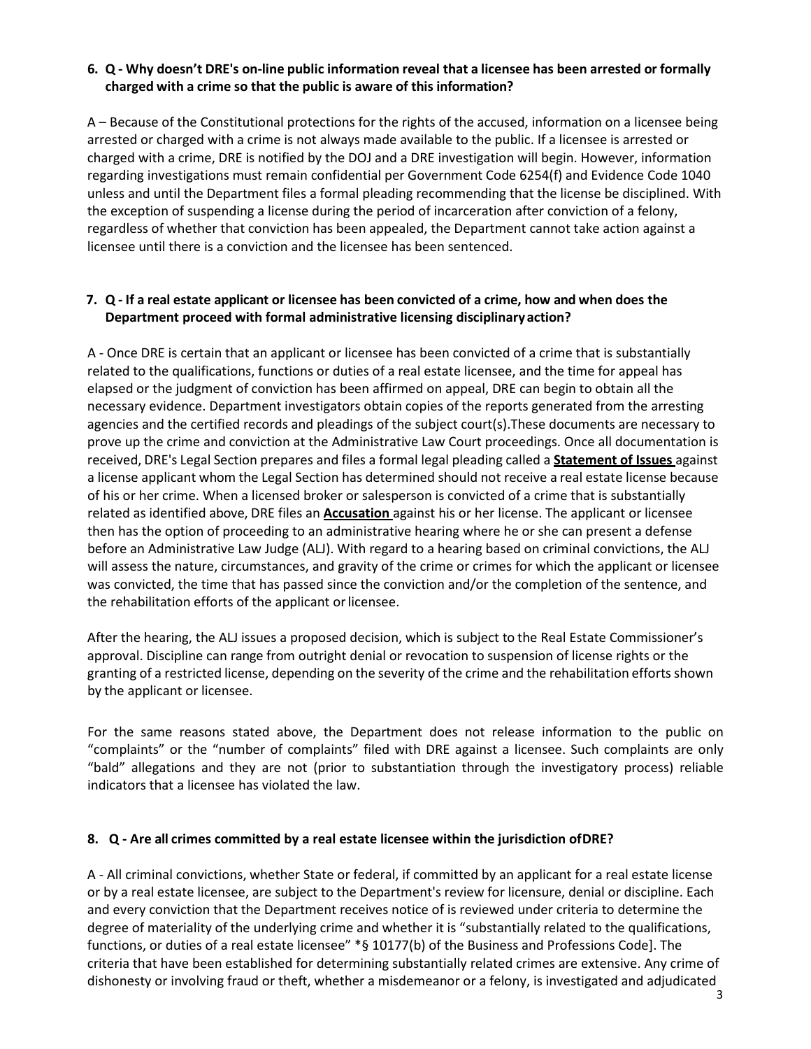**6. Q - Why doesn't DRE's on-line public information reveal that a licensee has been arrested or formally charged with a crime so that the public is aware of this information?**

A – Because of the Constitutional protections for the rights of the accused, information on a licensee being arrested or charged with a crime is not always made available to the public. If a licensee is arrested or charged with a crime, DRE is notified by the DOJ and a DRE investigation will begin. However, information regarding investigations must remain confidential per Government Code 6254(f) and Evidence Code 1040 unless and until the Department files a formal pleading recommending that the license be disciplined. With the exception of suspending a license during the period of incarceration after conviction of a felony, regardless of whether that conviction has been appealed, the Department cannot take action against a licensee until there is a conviction and the licensee has been sentenced.

**7. Q - If a real estate applicant or licensee has been convicted of a crime, how and when does the Department proceed with formal administrative licensing disciplinary action?**

A - Once DRE is certain that an applicant or licensee has been convicted of a crime that is substantially related to the qualifications, functions or duties of a real estate licensee, and the time for appeal has elapsed or the judgment of conviction has been affirmed on appeal, DRE can begin to obtain all the necessary evidence. Department investigators obtain copies of the reports generated from the arresting agencies and the certified records and pleadings of the subject court(s).These documents are necessary to prove up the crime and conviction at the Administrative Law Court proceedings. Once all documentation is received, DRE's Legal Section prepares and files a formal legal pleading called a **Statement of Issues** against a license applicant whom the Legal Section has determined should not receive a real estate license because of his or her crime. When a licensed broker or salesperson is convicted of a crime that is substantially related as identified above, DRE files an **Accusation** against his or her license. The applicant or licensee then has the option of proceeding to an administrative hearing where he or she can present a defense before an Administrative Law Judge (ALJ). With regard to a hearing based on criminal convictions, the ALJ will assess the nature, circumstances, and gravity of the crime or crimes for which the applicant or licensee was convicted, the time that has passed since the conviction and/or the completion of the sentence, and the rehabilitation efforts of the applicant or licensee.

After the hearing, the ALJ issues a proposed decision, which is subject to the Real Estate Commissioner's approval. Discipline can range from outright denial or revocation to suspension of license rights or the granting of a restricted license, depending on the severity of the crime and the rehabilitation efforts shown by the applicant or licensee.

For the same reasons stated above, the Department does not release information to the public on "complaints" or the "number of complaints" filed with DRE against a licensee. Such complaints are only "bald" allegations and they are not (prior to substantiation through the investigatory process) reliable indicators that a licensee has violated the law.

**8. Q - Are all crimes committed by a real estate licensee within the jurisdiction of DRE?**

A - All criminal convictions, whether State or federal, if committed by an applicant for a real estate license or by a real estate licensee, are subject to the Department's review for licensure, denial or discipline. Each and every conviction that the Department receives notice of is reviewed under criteria to determine the degree of materiality of the underlying crime and whether it is "substantially related to the qualifications, functions, or duties of a real estate licensee" *§ 10177(b) of the Business and Professions Code]. The criteria that have been established for determining substantially related crimes are extensive. Any crime of dishonesty or involving fraud or theft, whether a misdemeanor or a felony, is investigated and adjudicated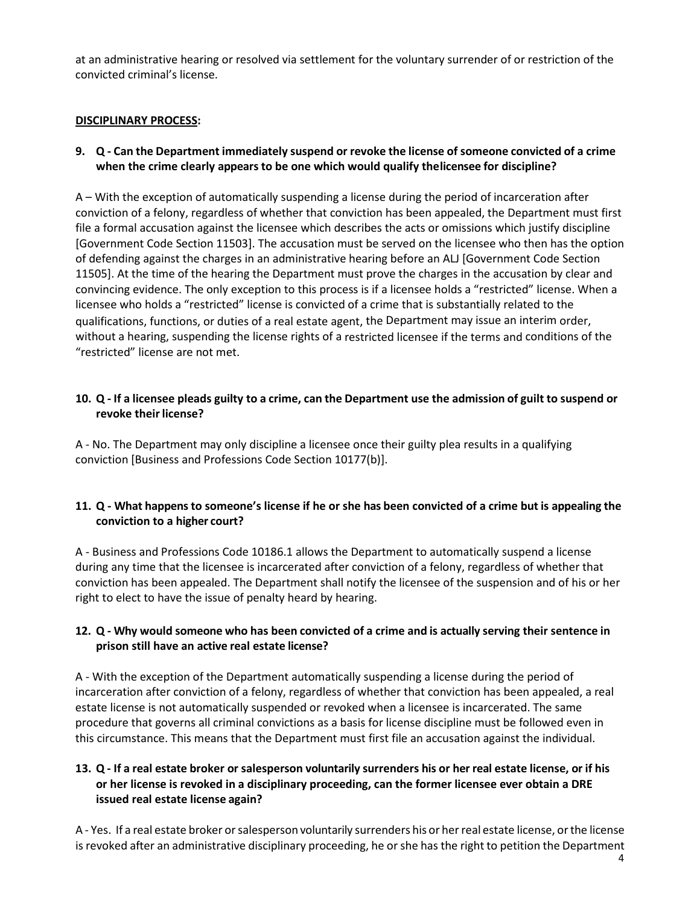at an administrative hearing or resolved via settlement for the voluntary surrender of or restriction of the convicted criminal's license.

**DISCIPLINARY PROCESS:**

**9. Q - Can the Department immediately suspend or revoke the license of someone convicted of a crime when the crime clearly appears to be one which would qualify the licensee for discipline?**

A – With the exception of automatically suspending a license during the period of incarceration after conviction of a felony, regardless of whether that conviction has been appealed, the Department must first file a formal accusation against the licensee which describes the acts or omissions which justify discipline [Government Code Section 11503]. The accusation must be served on the licensee who then has the option of defending against the charges in an administrative hearing before an ALJ [Government Code Section 11505]. At the time of the hearing the Department must prove the charges in the accusation by clear and convincing evidence. The only exception to this process is if a licensee holds a "restricted" license. When a licensee who holds a "restricted" license is convicted of a crime that is substantially related to the qualifications, functions, or duties of a real estate agent, the Department may issue an interim order, without a hearing, suspending the license rights of a restricted licensee if the terms and conditions of the "restricted" license are not met.

**10. Q - If a licensee pleads guilty to a crime, can the Department use the admission of guilt to suspend or revoke their license?**

A - No. The Department may only discipline a licensee once their guilty plea results in a qualifying conviction [Business and Professions Code Section 10177(b)].

**11. Q - What happens to someone's license if he or she has been convicted of a crime but is appealing the conviction to a higher court?**

A - Business and Professions Code 10186.1 allows the Department to automatically suspend a license during any time that the licensee is incarcerated after conviction of a felony, regardless of whether that conviction has been appealed. The Department shall notify the licensee of the suspension and of his or her right to elect to have the issue of penalty heard by hearing.

**12. Q - Why would someone who has been convicted of a crime and is actually serving their sentence in prison still have an active real estate license?**

A - With the exception of the Department automatically suspending a license during the period of incarceration after conviction of a felony, regardless of whether that conviction has been appealed, a real estate license is not automatically suspended or revoked when a licensee is incarcerated. The same procedure that governs all criminal convictions as a basis for license discipline must be followed even in this circumstance. This means that the Department must first file an accusation against the individual.

**13. Q - If a real estate broker or salesperson voluntarily surrenders his or her real estate license, or if his or her license is revoked in a disciplinary proceeding, can the former licensee ever obtain a DRE issued real estate license again?**

A - Yes. If a real estate broker or salesperson voluntarily surrenders his or her real estate license, or the license is revoked after an administrative disciplinary proceeding, he or she has the right to petition the Department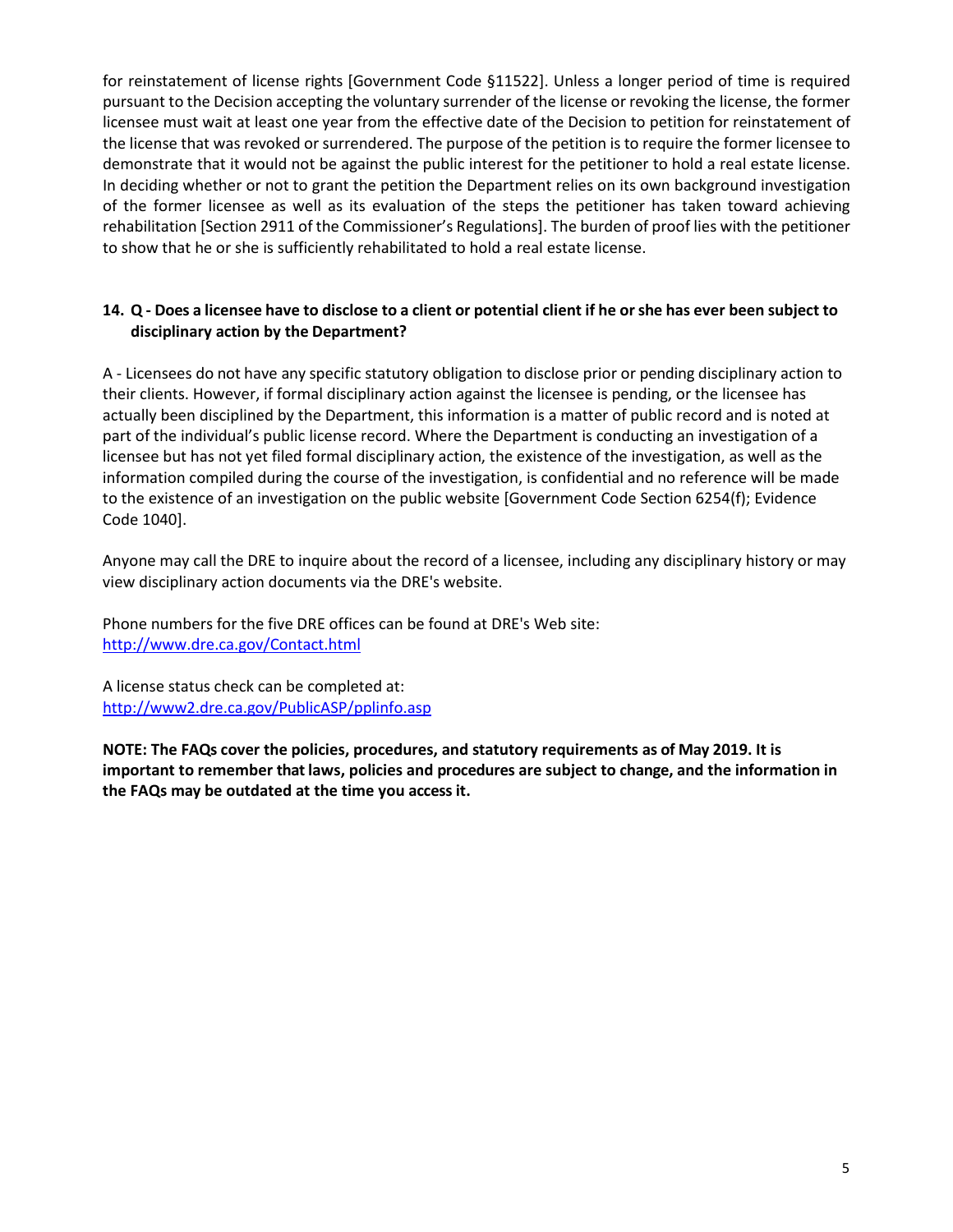for reinstatement of license rights [Government Code §11522]. Unless a longer period of time is required pursuant to the Decision accepting the voluntary surrender of the license or revoking the license, the former licensee must wait at least one year from the effective date of the Decision to petition for reinstatement of the license that was revoked or surrendered. The purpose of the petition is to require the former licensee to demonstrate that it would not be against the public interest for the petitioner to hold a real estate license. In deciding whether or not to grant the petition the Department relies on its own background investigation of the former licensee as well as its evaluation of the steps the petitioner has taken toward achieving rehabilitation [Section 2911 of the Commissioner's Regulations]. The burden of proof lies with the petitioner to show that he or she is sufficiently rehabilitated to hold a real estate license.

**14. Q - Does a licensee have to disclose to a client or potential client if he or she has ever been subject to disciplinary action by the Department?**

A - Licensees do not have any specific statutory obligation to disclose prior or pending disciplinary action to their clients. However, if formal disciplinary action against the licensee is pending, or the licensee has actually been disciplined by the Department, this information is a matter of public record and is noted at part of the individual's public license record. Where the Department is conducting an investigation of a licensee but has not yet filed formal disciplinary action, the existence of the investigation, as well as the information compiled during the course of the investigation, is confidential and no reference will be made to the existence of an investigation on the public website [Government Code Section 6254(f); Evidence Code 1040].

Anyone may call the DRE to inquire about the record of a licensee, including any disciplinary history or may view disciplinary action documents via the DRE's website.

Phone numbers for the five DRE offices can be found at DRE's Web site:
[http://www.dre.ca.gov/Contact.html](http://www.dre.ca.gov/Contact.html)

A license status check can be completed at:
[http://www2.dre.ca.gov/PublicASP/pplinfo.asp](http://www2.dre.ca.gov/PublicASP/pplinfo.asp)

**NOTE: The FAQs cover the policies, procedures, and statutory requirements as of May 2019. It is important to remember that laws, policies and procedures are subject to change, and the information in the FAQs may be outdated at the time you access it.**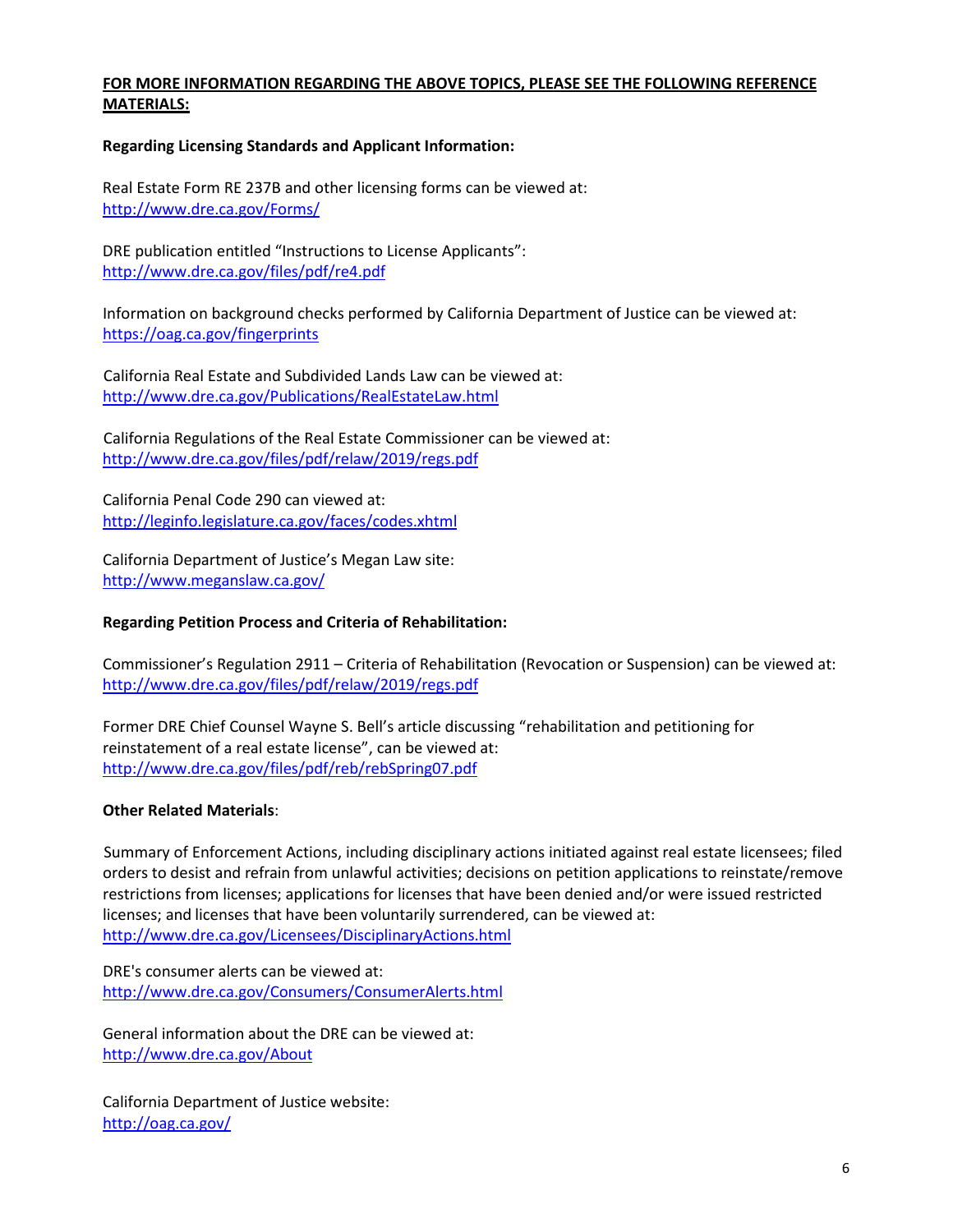**FOR MORE INFORMATION REGARDING THE ABOVE TOPICS, PLEASE SEE THE FOLLOWING REFERENCE MATERIALS:**

**Regarding Licensing Standards and Applicant Information:**

Real Estate Form RE 237B and other licensing forms can be viewed at:
http://www.dre.ca.gov/Forms/

DRE publication entitled "Instructions to License Applicants":
http://www.dre.ca.gov/files/pdf/re4.pdf

Information on background checks performed by California Department of Justice can be viewed at:
https://oag.ca.gov/fingerprints

California Real Estate and Subdivided Lands Law can be viewed at:
http://www.dre.ca.gov/Publications/RealEstateLaw.html

California Regulations of the Real Estate Commissioner can be viewed at:
http://www.dre.ca.gov/files/pdf/relaw/2019/regs.pdf

California Penal Code 290 can viewed at:
http://leginfo.legislature.ca.gov/faces/codes.xhtml

California Department of Justice's Megan Law site:
http://www.meganslaw.ca.gov/

**Regarding Petition Process and Criteria of Rehabilitation:**

Commissioner's Regulation 2911 – Criteria of Rehabilitation (Revocation or Suspension) can be viewed at:
http://www.dre.ca.gov/files/pdf/relaw/2019/regs.pdf

Former DRE Chief Counsel Wayne S. Bell's article discussing "rehabilitation and petitioning for reinstatement of a real estate license", can be viewed at:
http://www.dre.ca.gov/files/pdf/reb/rebSpring07.pdf

**Other Related Materials**:

Summary of Enforcement Actions, including disciplinary actions initiated against real estate licensees; filed orders to desist and refrain from unlawful activities; decisions on petition applications to reinstate/remove restrictions from licenses; applications for licenses that have been denied and/or were issued restricted licenses; and licenses that have been voluntarily surrendered, can be viewed at:
http://www.dre.ca.gov/Licensees/DisciplinaryActions.html

DRE's consumer alerts can be viewed at:
http://www.dre.ca.gov/Consumers/ConsumerAlerts.html

General information about the DRE can be viewed at:
http://www.dre.ca.gov/About

California Department of Justice website:
http://oag.ca.gov/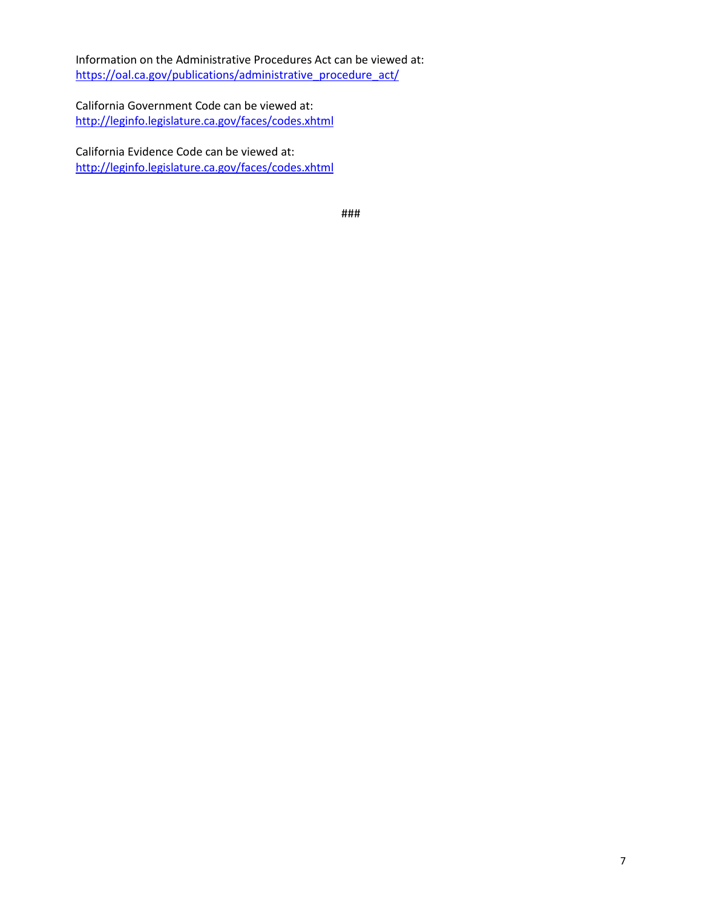Information on the Administrative Procedures Act can be viewed at:
https://oal.ca.gov/publications/administrative_procedure_act/

California Government Code can be viewed at:
http://leginfo.legislature.ca.gov/faces/codes.xhtml

California Evidence Code can be viewed at:
http://leginfo.legislature.ca.gov/faces/codes.xhtml

###